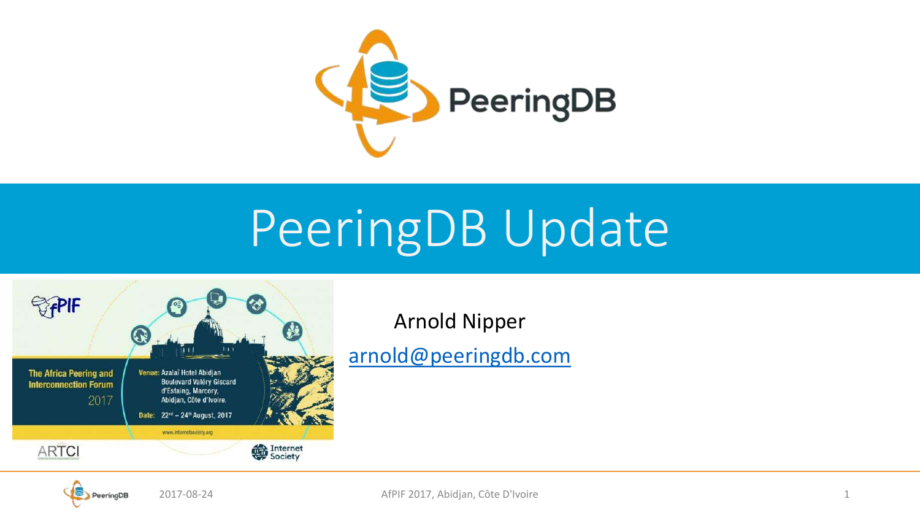# PeeringDB Update

Arnold Nipper

arnold@peeringdb.com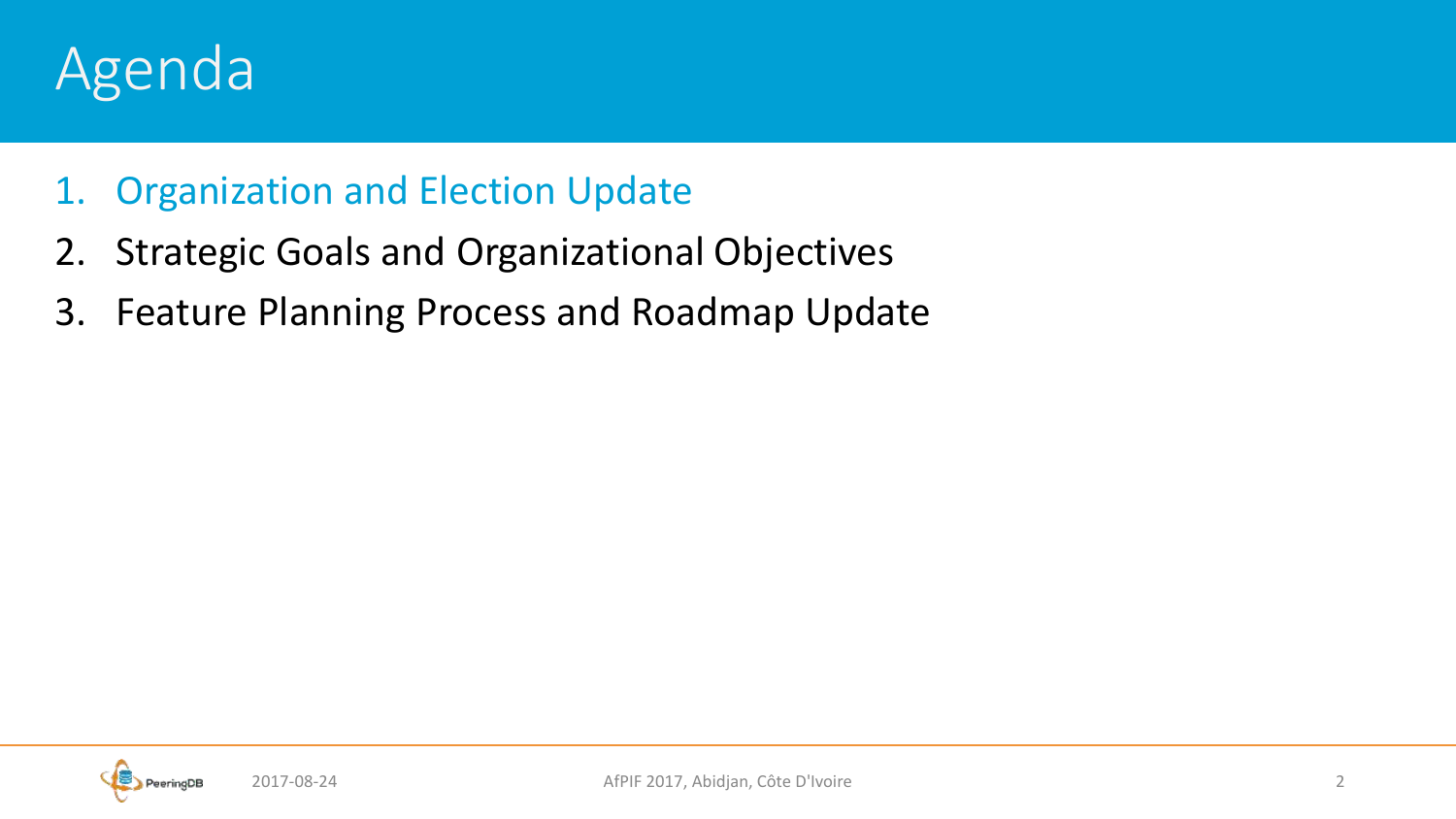# Agenda

1. Organization and Election Update
2. Strategic Goals and Organizational Objectives
3. Feature Planning Process and Roadmap Update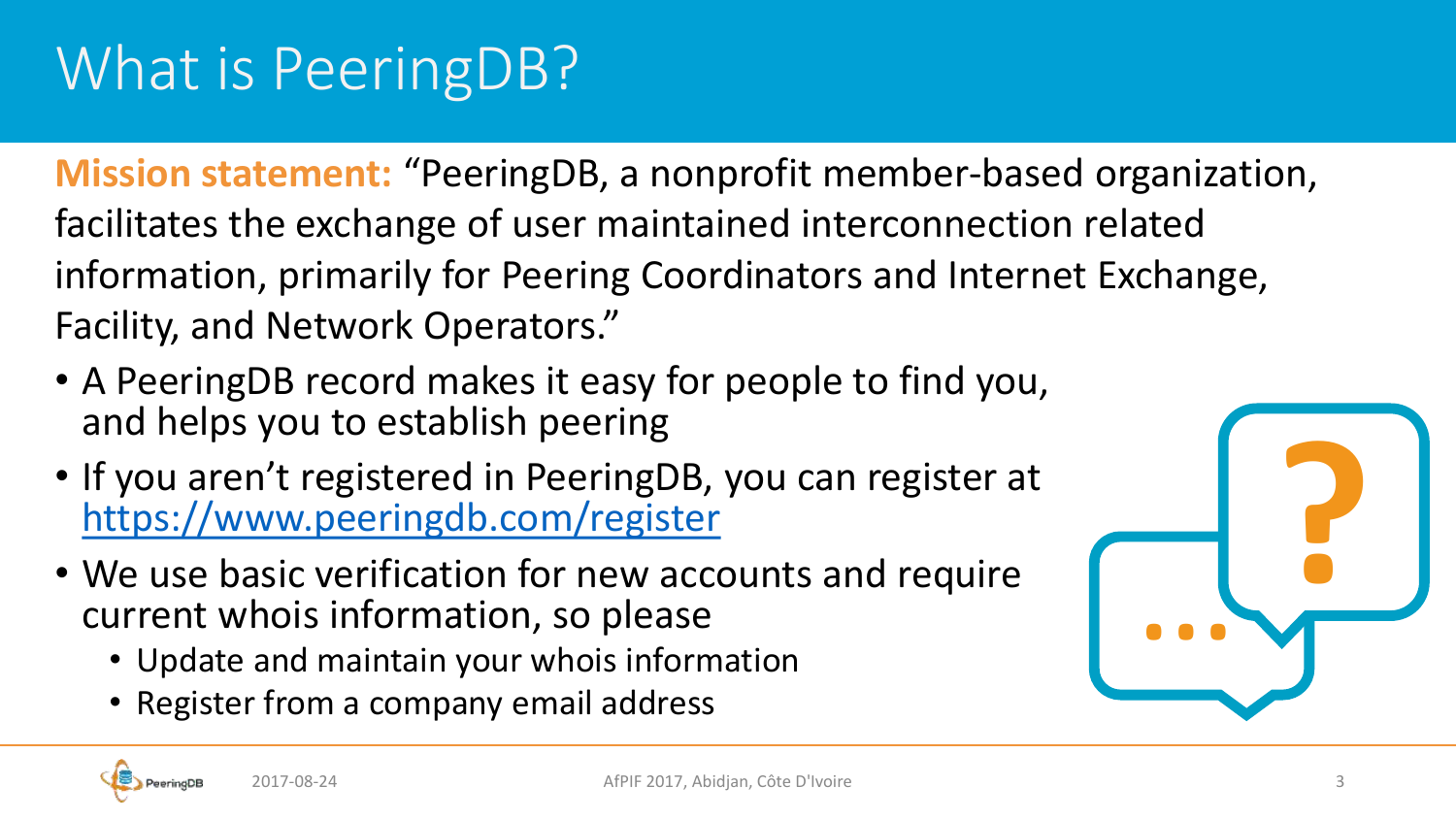# What is PeeringDB?

**Mission statement:** "PeeringDB, a nonprofit member-based organization, facilitates the exchange of user maintained interconnection related information, primarily for Peering Coordinators and Internet Exchange, Facility, and Network Operators."

- A PeeringDB record makes it easy for people to find you, and helps you to establish peering
- If you aren't registered in PeeringDB, you can register at https://www.peeringdb.com/register
- We use basic verification for new accounts and require current whois information, so please
  - Update and maintain your whois information
  - Register from a company email address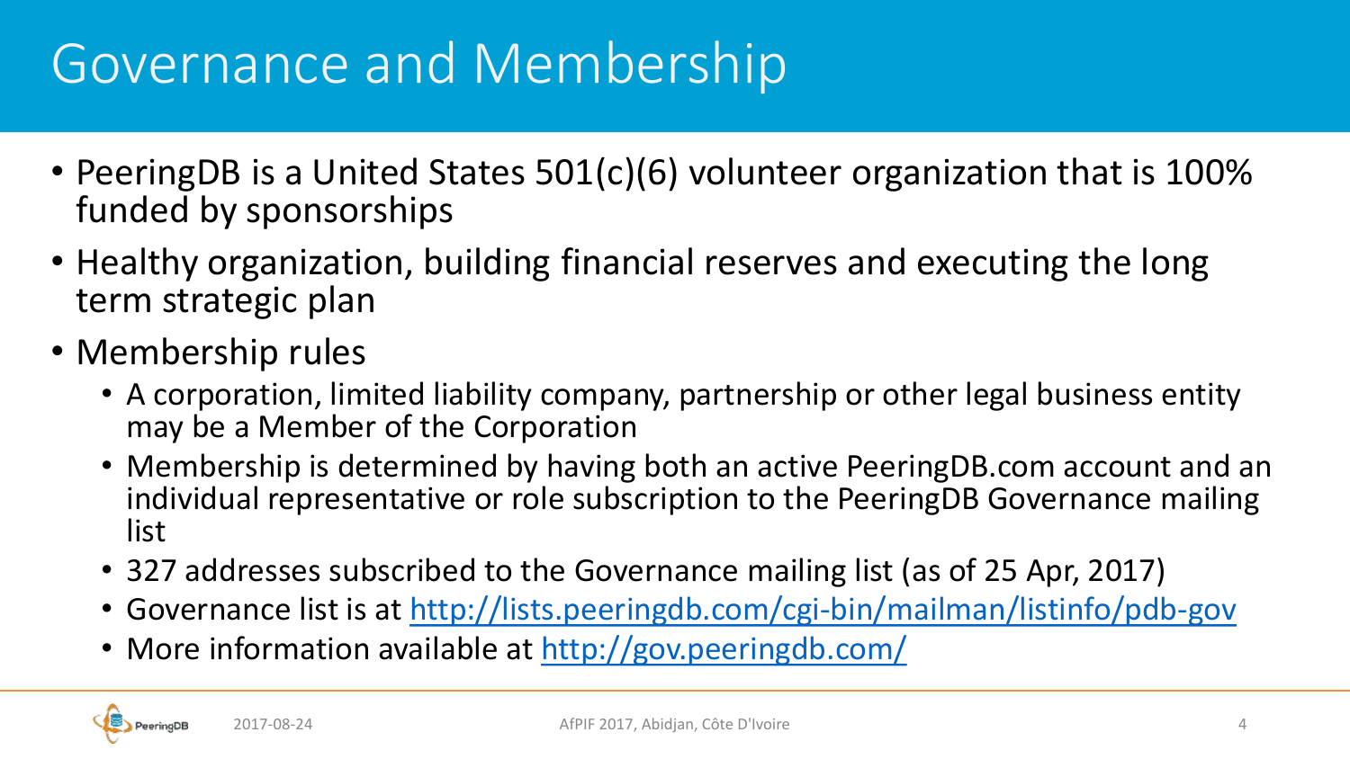# Governance and Membership

- PeeringDB is a United States 501(c)(6) volunteer organization that is 100% funded by sponsorships
- Healthy organization, building financial reserves and executing the long term strategic plan
- Membership rules
  - A corporation, limited liability company, partnership or other legal business entity may be a Member of the Corporation
  - Membership is determined by having both an active PeeringDB.com account and an individual representative or role subscription to the PeeringDB Governance mailing list
  - 327 addresses subscribed to the Governance mailing list (as of 25 Apr, 2017)
  - Governance list is at http://lists.peeringdb.com/cgi-bin/mailman/listinfo/pdb-gov
  - More information available at http://gov.peeringdb.com/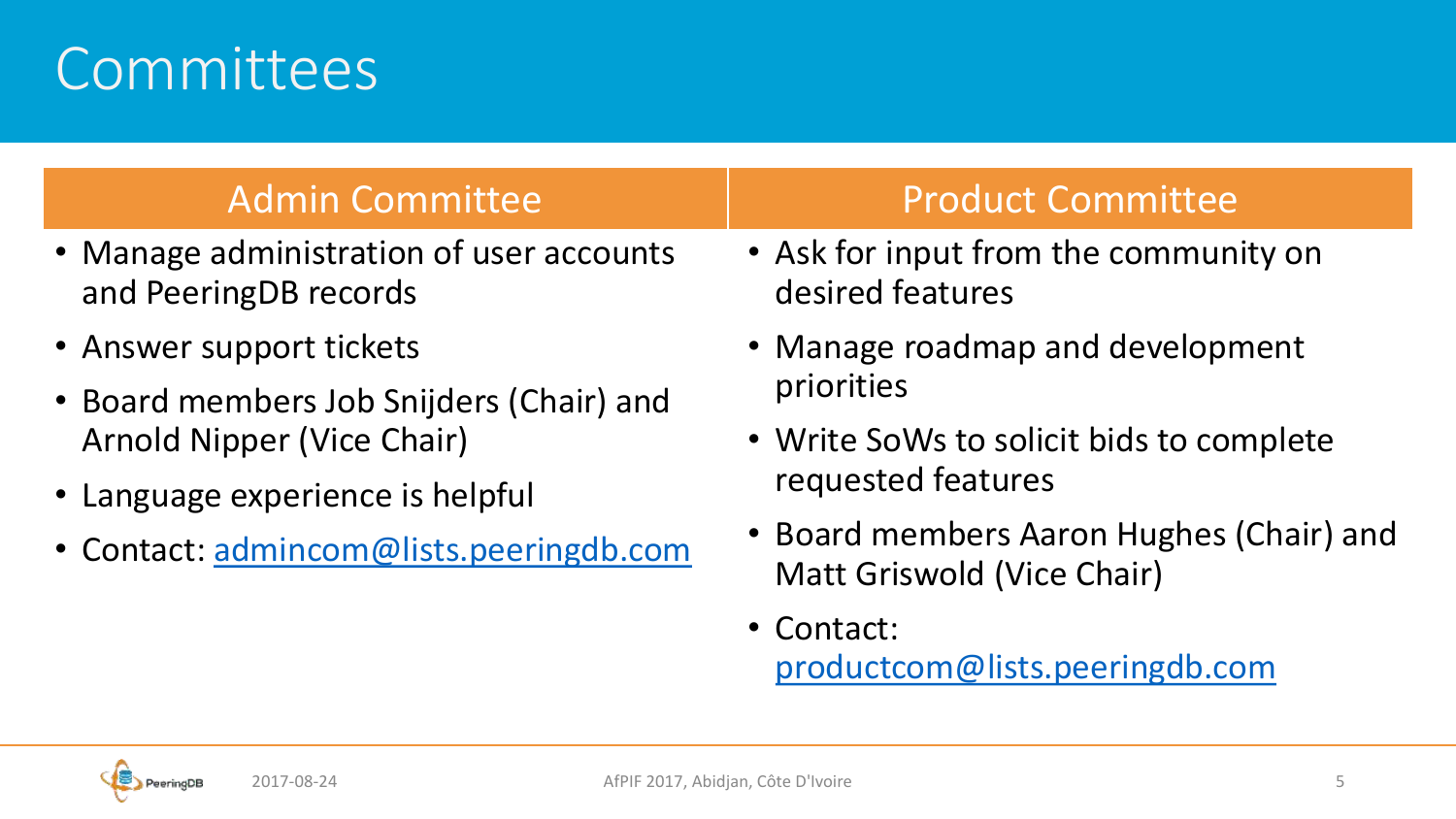# Committees

## Admin Committee

- Manage administration of user accounts and PeeringDB records
- Answer support tickets
- Board members Job Snijders (Chair) and Arnold Nipper (Vice Chair)
- Language experience is helpful
- Contact: admincom@lists.peeringdb.com

## Product Committee

- Ask for input from the community on desired features
- Manage roadmap and development priorities
- Write SoWs to solicit bids to complete requested features
- Board members Aaron Hughes (Chair) and Matt Griswold (Vice Chair)
- Contact: productcom@lists.peeringdb.com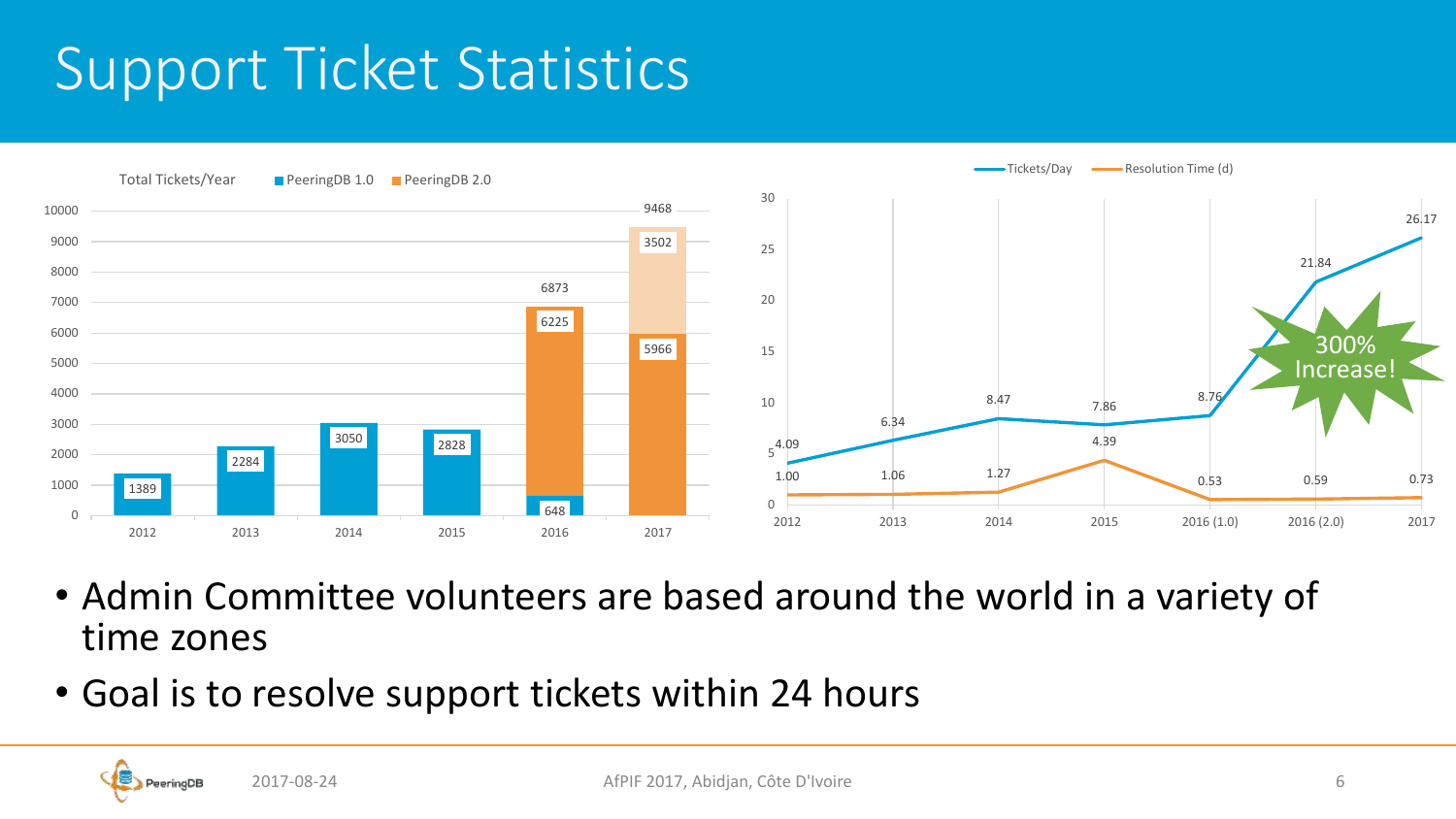# Support Ticket Statistics

**Total Tickets/Year**

| Year | PeeringDB 1.0 | PeeringDB 2.0 | Total |
| --- | --- | --- | --- |
| 2012 | 1389 | | 1389 |
| 2013 | 2284 | | 2284 |
| 2014 | 3050 | | 3050 |
| 2015 | 2828 | | 2828 |
| 2016 | 648 | 6225 | 6873 |
| 2017 | | 5966 / 3502 | 9468 |

| | 2012 | 2013 | 2014 | 2015 | 2016 (1.0) | 2016 (2.0) | 2017 |
| --- | --- | --- | --- | --- | --- | --- | --- |
| Tickets/Day | 4.09 | 6.34 | 8.47 | 7.86 | 8.76 | 21.84 | 26.17 |
| Resolution Time (d) | 1.00 | 1.06 | 1.27 | 4.39 | 0.53 | 0.59 | 0.73 |

300% Increase!

- Admin Committee volunteers are based around the world in a variety of time zones
- Goal is to resolve support tickets within 24 hours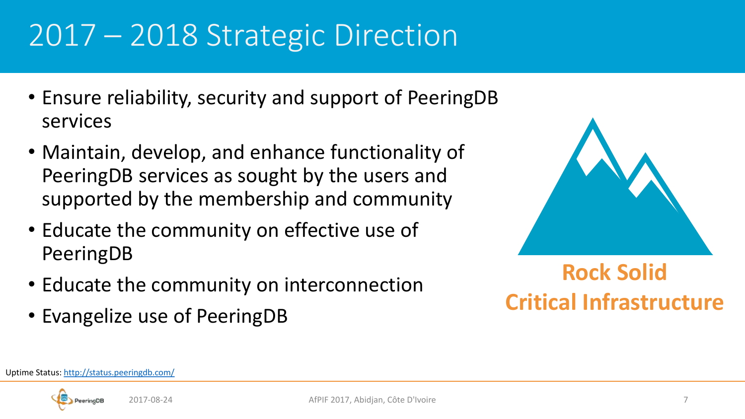# 2017 – 2018 Strategic Direction

- Ensure reliability, security and support of PeeringDB services
- Maintain, develop, and enhance functionality of PeeringDB services as sought by the users and supported by the membership and community
- Educate the community on effective use of PeeringDB
- Educate the community on interconnection
- Evangelize use of PeeringDB

**Rock Solid**
**Critical Infrastructure**

Uptime Status: [http://status.peeringdb.com/](http://status.peeringdb.com/)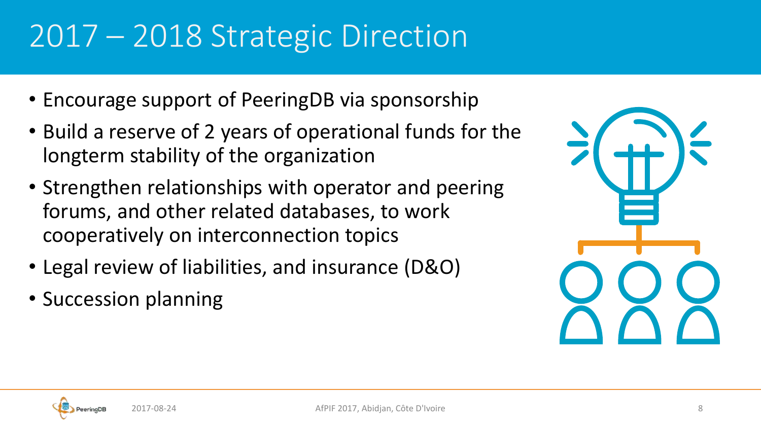# 2017 – 2018 Strategic Direction

- Encourage support of PeeringDB via sponsorship
- Build a reserve of 2 years of operational funds for the longterm stability of the organization
- Strengthen relationships with operator and peering forums, and other related databases, to work cooperatively on interconnection topics
- Legal review of liabilities, and insurance (D&O)
- Succession planning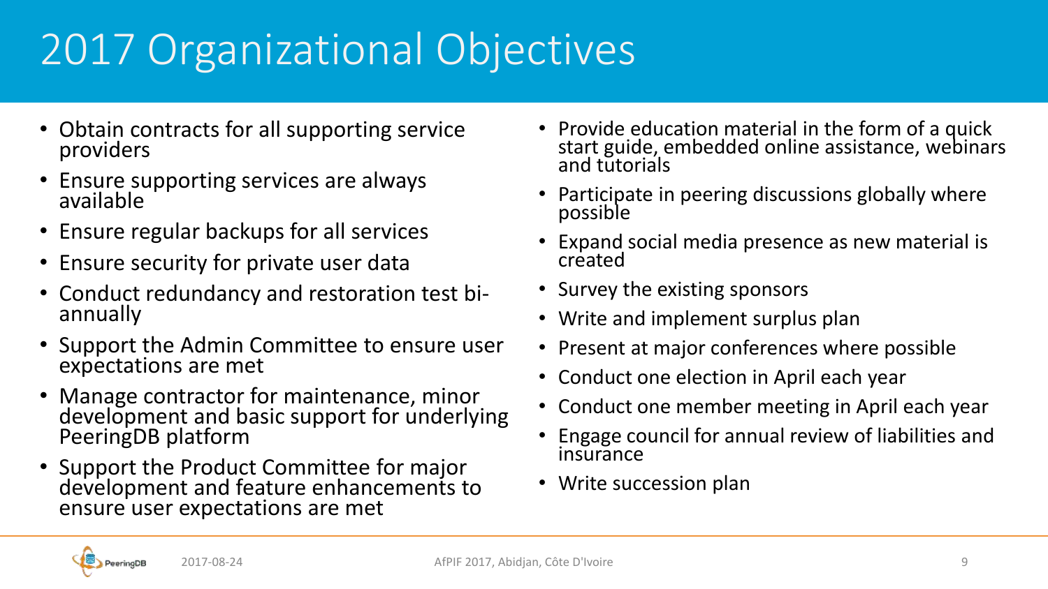# 2017 Organizational Objectives

- Obtain contracts for all supporting service providers
- Ensure supporting services are always available
- Ensure regular backups for all services
- Ensure security for private user data
- Conduct redundancy and restoration test bi-annually
- Support the Admin Committee to ensure user expectations are met
- Manage contractor for maintenance, minor development and basic support for underlying PeeringDB platform
- Support the Product Committee for major development and feature enhancements to ensure user expectations are met
- Provide education material in the form of a quick start guide, embedded online assistance, webinars and tutorials
- Participate in peering discussions globally where possible
- Expand social media presence as new material is created
- Survey the existing sponsors
- Write and implement surplus plan
- Present at major conferences where possible
- Conduct one election in April each year
- Conduct one member meeting in April each year
- Engage council for annual review of liabilities and insurance
- Write succession plan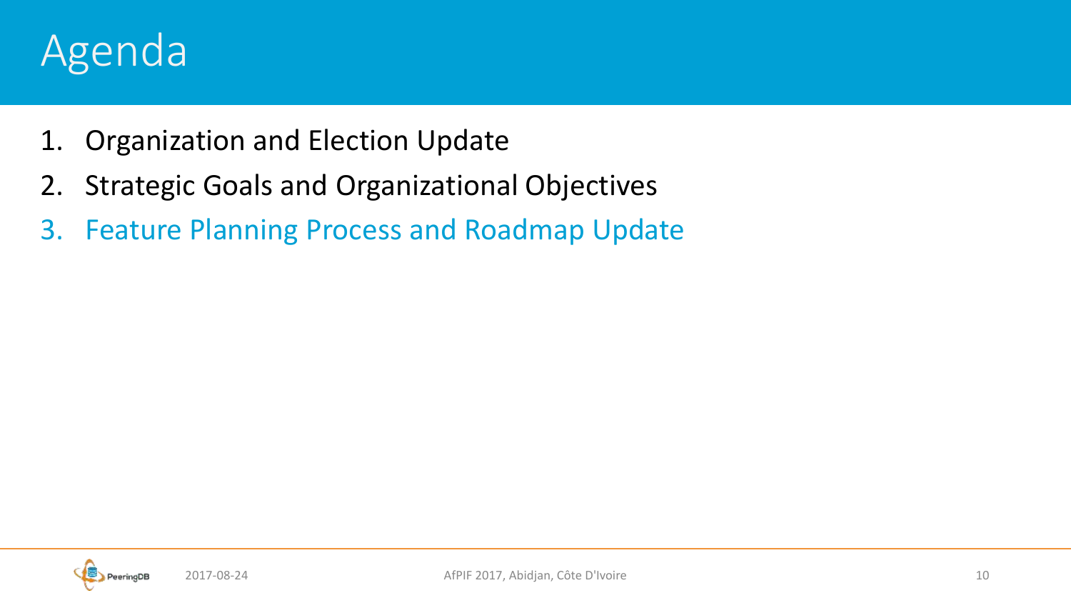# Agenda

1. Organization and Election Update
2. Strategic Goals and Organizational Objectives
3. Feature Planning Process and Roadmap Update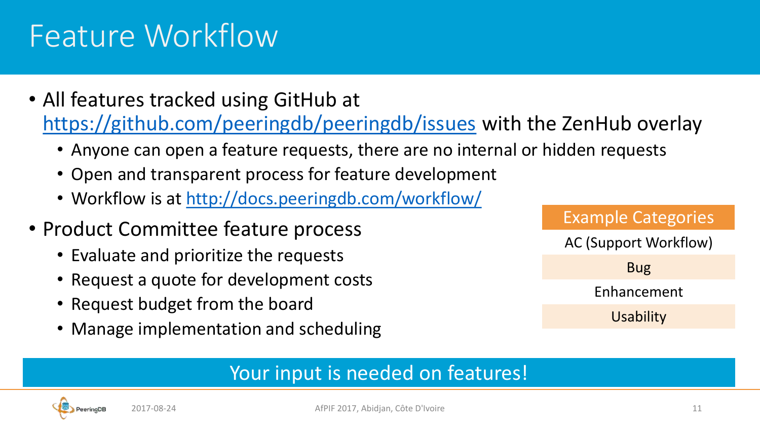# Feature Workflow

- All features tracked using GitHub at https://github.com/peeringdb/peeringdb/issues with the ZenHub overlay
  - Anyone can open a feature requests, there are no internal or hidden requests
  - Open and transparent process for feature development
  - Workflow is at http://docs.peeringdb.com/workflow/
- Product Committee feature process
  - Evaluate and prioritize the requests
  - Request a quote for development costs
  - Request budget from the board
  - Manage implementation and scheduling

| Example Categories |
| --- |
| AC (Support Workflow) |
| Bug |
| Enhancement |
| Usability |

Your input is needed on features!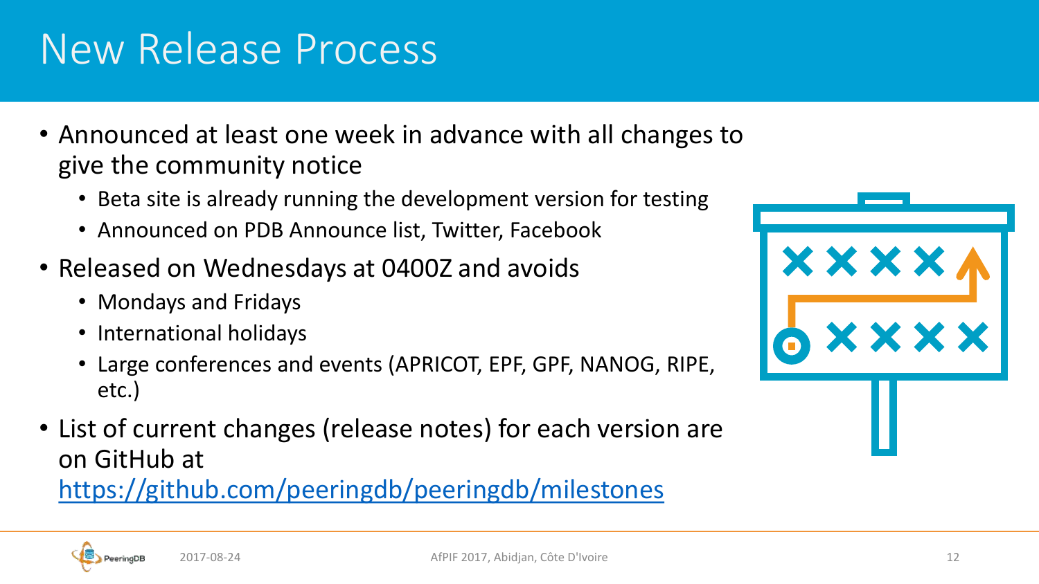# New Release Process

- Announced at least one week in advance with all changes to give the community notice
  - Beta site is already running the development version for testing
  - Announced on PDB Announce list, Twitter, Facebook
- Released on Wednesdays at 0400Z and avoids
  - Mondays and Fridays
  - International holidays
  - Large conferences and events (APRICOT, EPF, GPF, NANOG, RIPE, etc.)
- List of current changes (release notes) for each version are on GitHub at https://github.com/peeringdb/peeringdb/milestones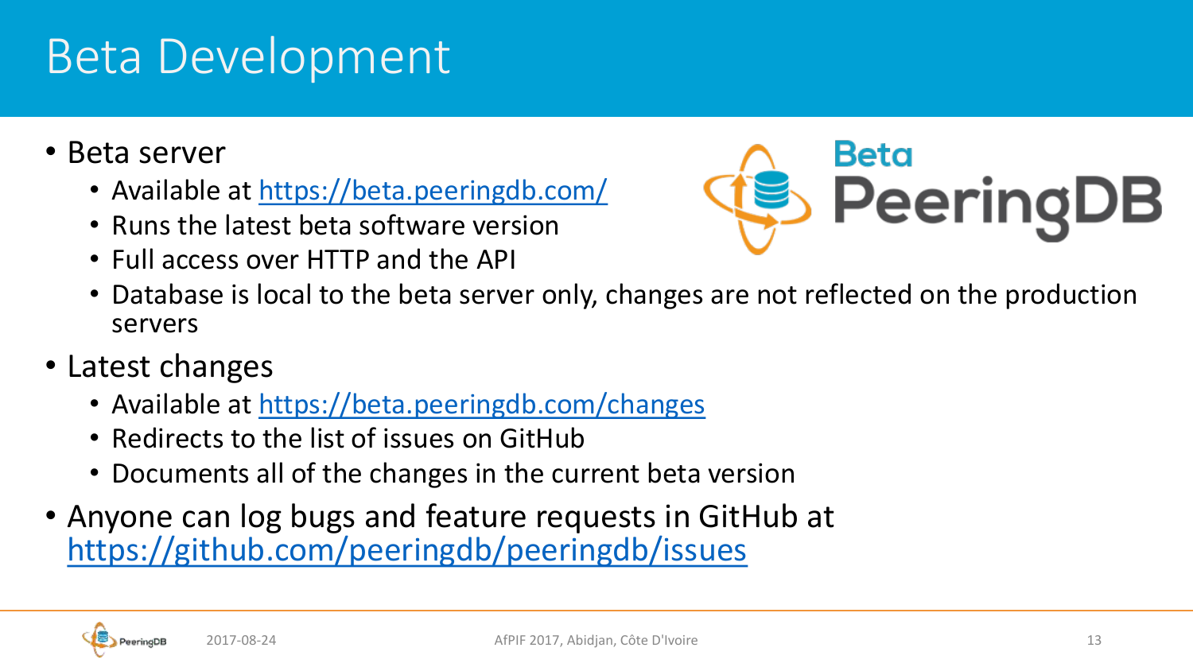# Beta Development

- Beta server
  - Available at https://beta.peeringdb.com/
  - Runs the latest beta software version
  - Full access over HTTP and the API
  - Database is local to the beta server only, changes are not reflected on the production servers
- Latest changes
  - Available at https://beta.peeringdb.com/changes
  - Redirects to the list of issues on GitHub
  - Documents all of the changes in the current beta version
- Anyone can log bugs and feature requests in GitHub at https://github.com/peeringdb/peeringdb/issues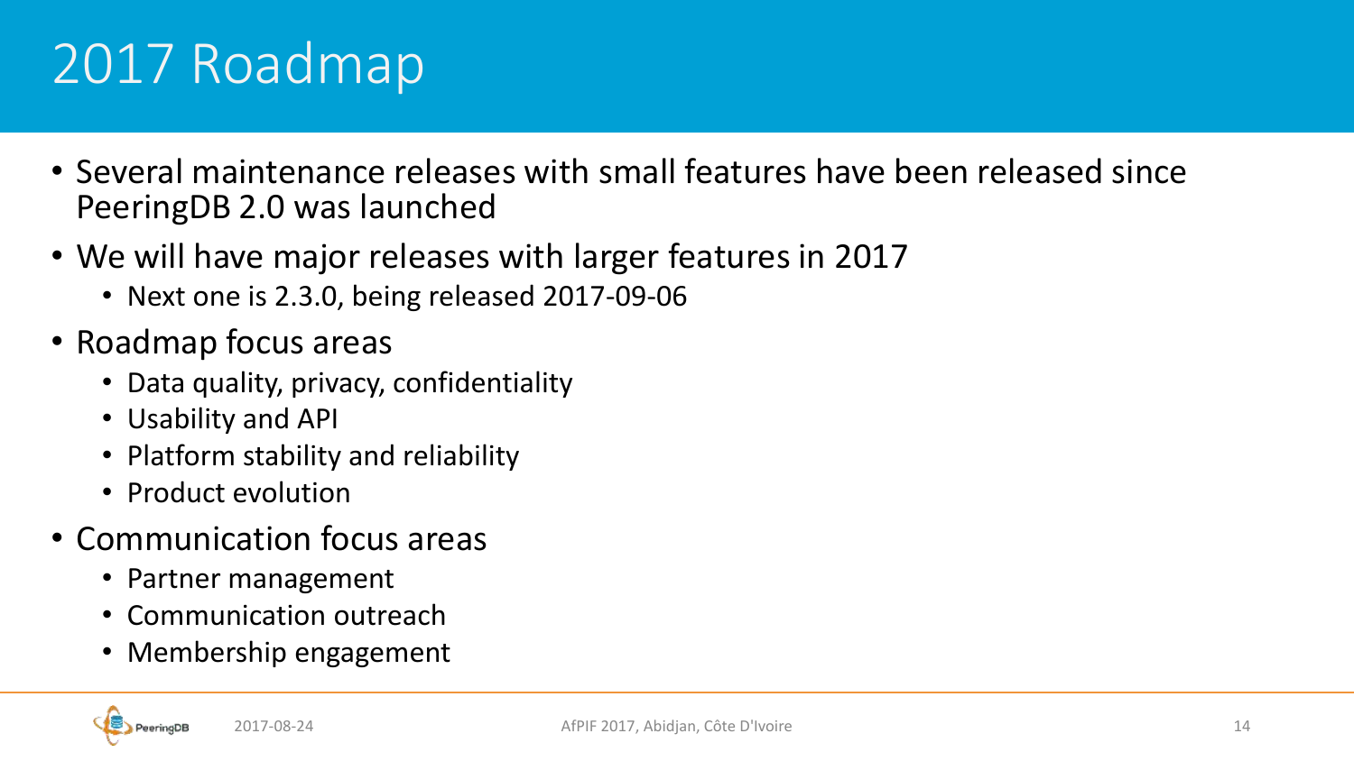# 2017 Roadmap

- Several maintenance releases with small features have been released since PeeringDB 2.0 was launched
- We will have major releases with larger features in 2017
  - Next one is 2.3.0, being released 2017-09-06
- Roadmap focus areas
  - Data quality, privacy, confidentiality
  - Usability and API
  - Platform stability and reliability
  - Product evolution
- Communication focus areas
  - Partner management
  - Communication outreach
  - Membership engagement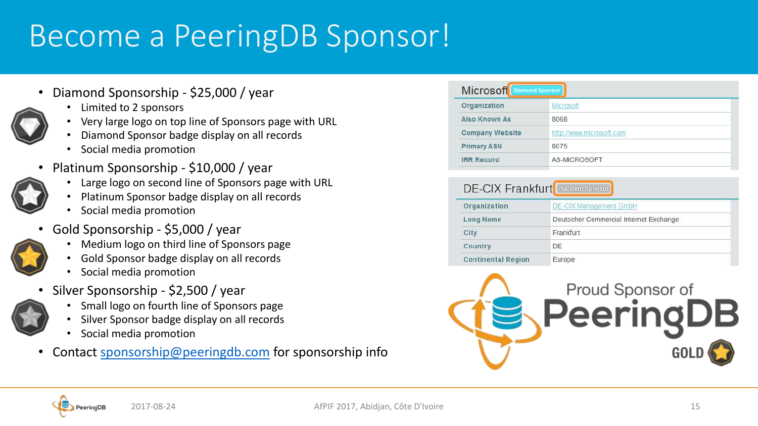# Become a PeeringDB Sponsor!

- Diamond Sponsorship - $25,000 / year
  - Limited to 2 sponsors
  - Very large logo on top line of Sponsors page with URL
  - Diamond Sponsor badge display on all records
  - Social media promotion
- Platinum Sponsorship - $10,000 / year
  - Large logo on second line of Sponsors page with URL
  - Platinum Sponsor badge display on all records
  - Social media promotion
- Gold Sponsorship - $5,000 / year
  - Medium logo on third line of Sponsors page
  - Gold Sponsor badge display on all records
  - Social media promotion
- Silver Sponsorship - $2,500 / year
  - Small logo on fourth line of Sponsors page
  - Silver Sponsor badge display on all records
  - Social media promotion
- Contact sponsorship@peeringdb.com for sponsorship info

**Microsoft** Diamond Sponsor

| | |
|---|---|
| Organization | Microsoft |
| Also Known As | 8068 |
| Company Website | http://www.microsoft.com |
| Primary ASN | 8075 |
| IRR Record | AS-MICROSOFT |

**DE-CIX Frankfurt** Platinum Sponsor

| | |
|---|---|
| Organization | DE-CIX Management GmbH |
| Long Name | Deutscher Commercial Internet Exchange |
| City | Frankfurt |
| Country | DE |
| Continental Region | Europe |

Proud Sponsor of PeeringDB GOLD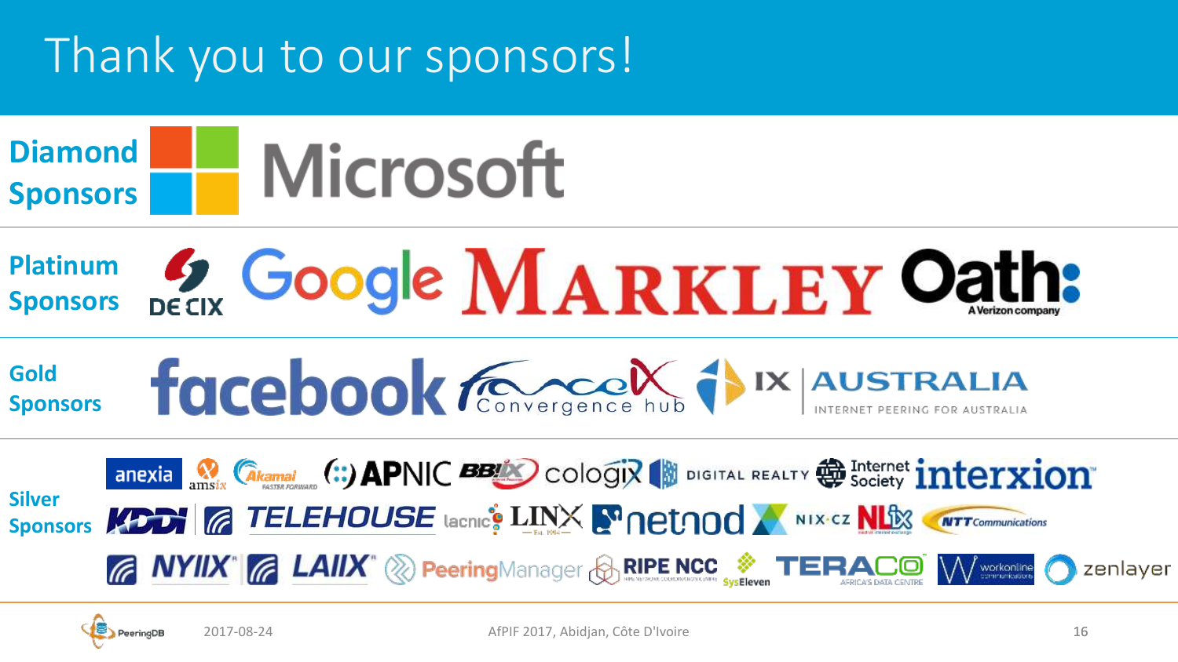# Thank you to our sponsors!

**Diamond Sponsors**

Microsoft

**Platinum Sponsors**

DE-CIX, Google, MARKLEY, Oath: A Verizon company

**Gold Sponsors**

facebook, France-IX Convergence hub, IX AUSTRALIA INTERNET PEERING FOR AUSTRALIA

**Silver Sponsors**

anexia, amsix, Akamai FASTER FORWARD, APNIC, BBIX, cologix, DIGITAL REALTY, Internet Society, interxion, KDDI, TELEHOUSE, lacnic, LINX, netnod, NIX.CZ, NL-ix, NTT Communications, NYIIX, LAIIX, PeeringManager, RIPE NCC, SysEleven, TERACO AFRICA'S DATA CENTRE, workonline communications, zenlayer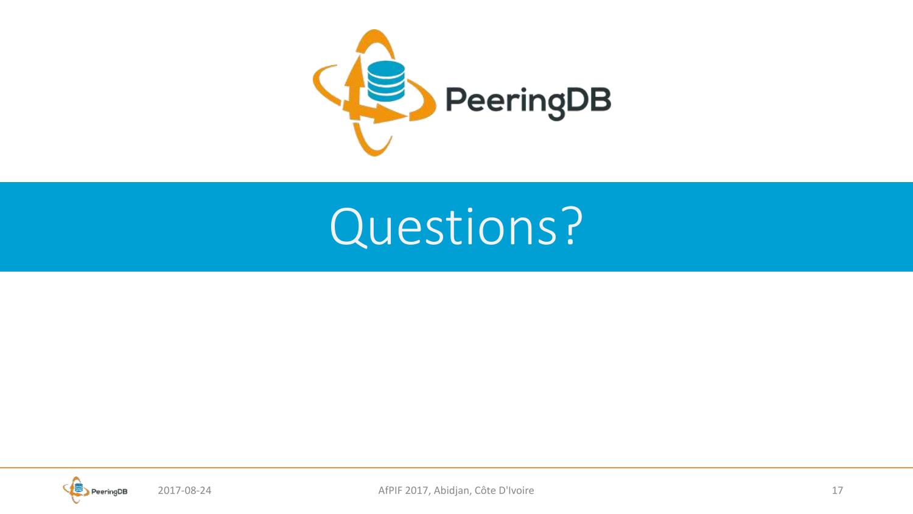PeeringDB

# Questions?